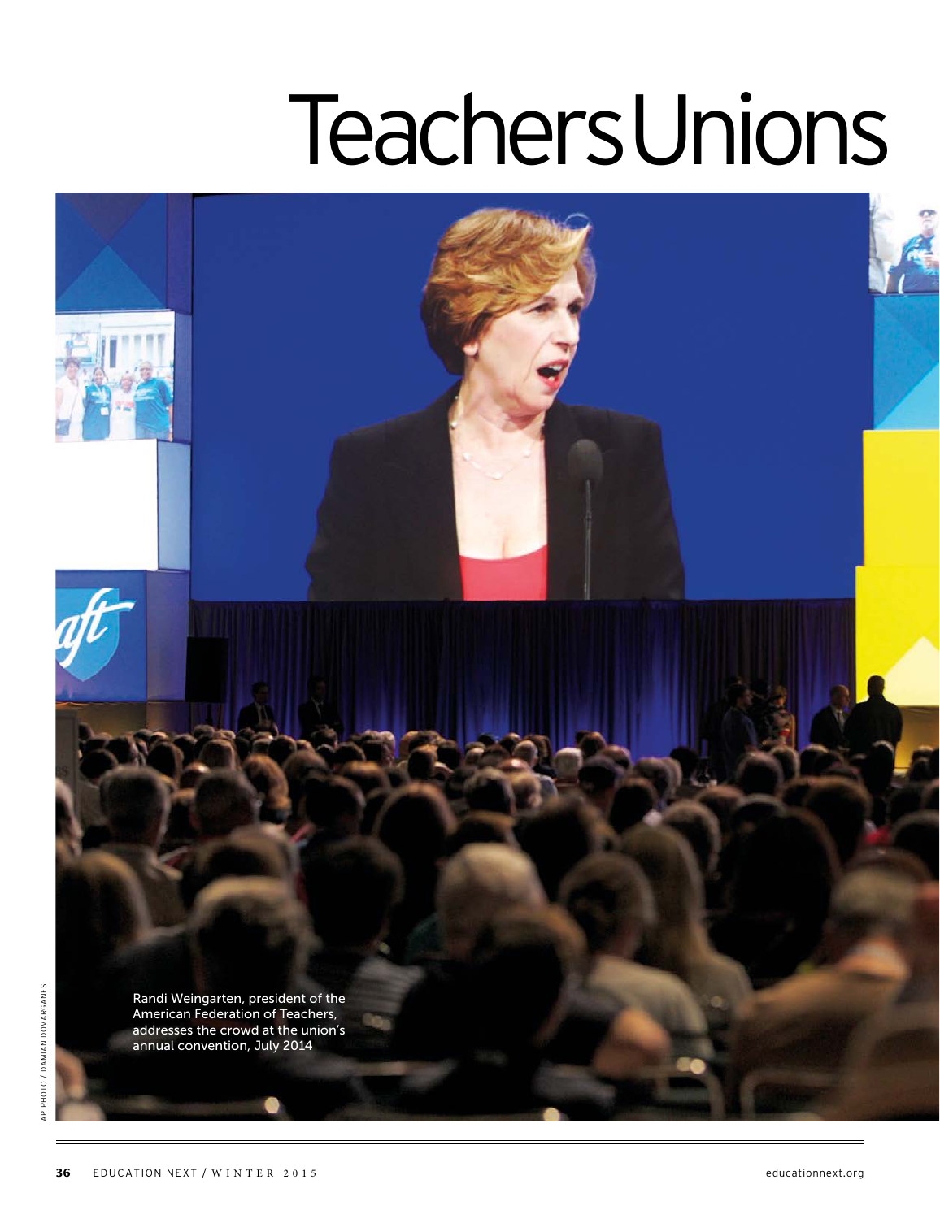# Teachers Unions

Randi Weingarten, president of the American Federation of Teachers, addresses the crowd at the union's annual convention, July 2014

AP PHOTO / DAMIAN DOVARGANES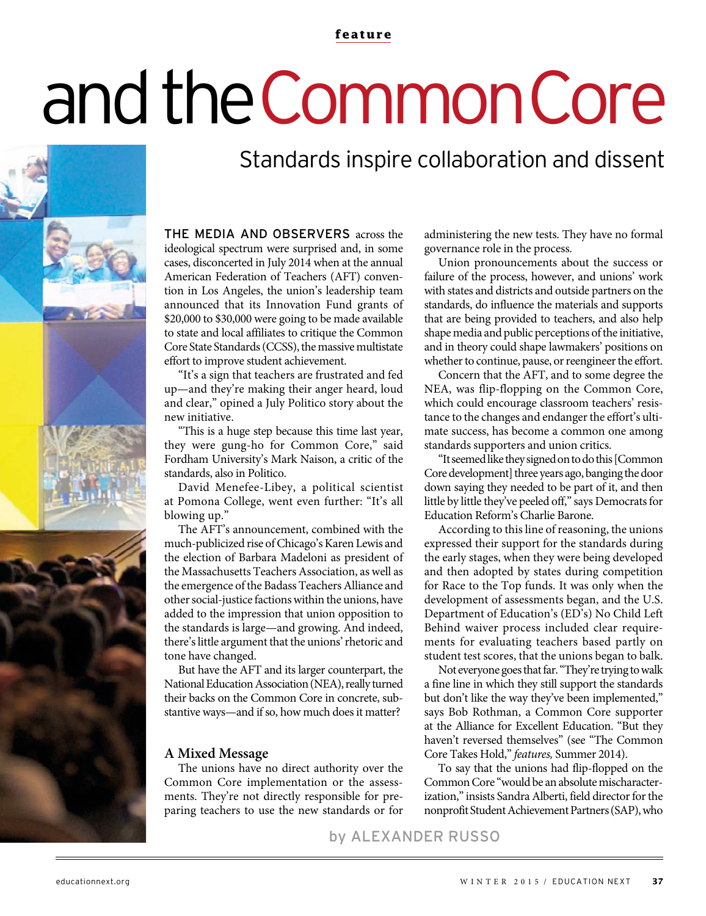feature

# and the Common Core

## Standards inspire collaboration and dissent

THE MEDIA AND OBSERVERS across the ideological spectrum were surprised and, in some cases, disconcerted in July 2014 when at the annual American Federation of Teachers (AFT) convention in Los Angeles, the union's leadership team announced that its Innovation Fund grants of $20,000 to $30,000 were going to be made available to state and local affiliates to critique the Common Core State Standards (CCSS), the massive multistate effort to improve student achievement.

"It's a sign that teachers are frustrated and fed up—and they're making their anger heard, loud and clear," opined a July Politico story about the new initiative.

"This is a huge step because this time last year, they were gung-ho for Common Core," said Fordham University's Mark Naison, a critic of the standards, also in Politico.

David Menefee-Libey, a political scientist at Pomona College, went even further: "It's all blowing up."

The AFT's announcement, combined with the much-publicized rise of Chicago's Karen Lewis and the election of Barbara Madeloni as president of the Massachusetts Teachers Association, as well as the emergence of the Badass Teachers Alliance and other social-justice factions within the unions, have added to the impression that union opposition to the standards is large—and growing. And indeed, there's little argument that the unions' rhetoric and tone have changed.

But have the AFT and its larger counterpart, the National Education Association (NEA), really turned their backs on the Common Core in concrete, substantive ways—and if so, how much does it matter?

### A Mixed Message

The unions have no direct authority over the Common Core implementation or the assessments. They're not directly responsible for preparing teachers to use the new standards or for administering the new tests. They have no formal governance role in the process.

Union pronouncements about the success or failure of the process, however, and unions' work with states and districts and outside partners on the standards, do influence the materials and supports that are being provided to teachers, and also help shape media and public perceptions of the initiative, and in theory could shape lawmakers' positions on whether to continue, pause, or reengineer the effort.

Concern that the AFT, and to some degree the NEA, was flip-flopping on the Common Core, which could encourage classroom teachers' resistance to the changes and endanger the effort's ultimate success, has become a common one among standards supporters and union critics.

"It seemed like they signed on to do this [Common Core development] three years ago, banging the door down saying they needed to be part of it, and then little by little they've peeled off," says Democrats for Education Reform's Charlie Barone.

According to this line of reasoning, the unions expressed their support for the standards during the early stages, when they were being developed and then adopted by states during competition for Race to the Top funds. It was only when the development of assessments began, and the U.S. Department of Education's (ED's) No Child Left Behind waiver process included clear requirements for evaluating teachers based partly on student test scores, that the unions began to balk.

Not everyone goes that far. "They're trying to walk a fine line in which they still support the standards but don't like the way they've been implemented," says Bob Rothman, a Common Core supporter at the Alliance for Excellent Education. "But they haven't reversed themselves" (see "The Common Core Takes Hold," *features,* Summer 2014).

To say that the unions had flip-flopped on the Common Core "would be an absolute mischaracterization," insists Sandra Alberti, field director for the nonprofit Student Achievement Partners (SAP), who

by ALEXANDER RUSSO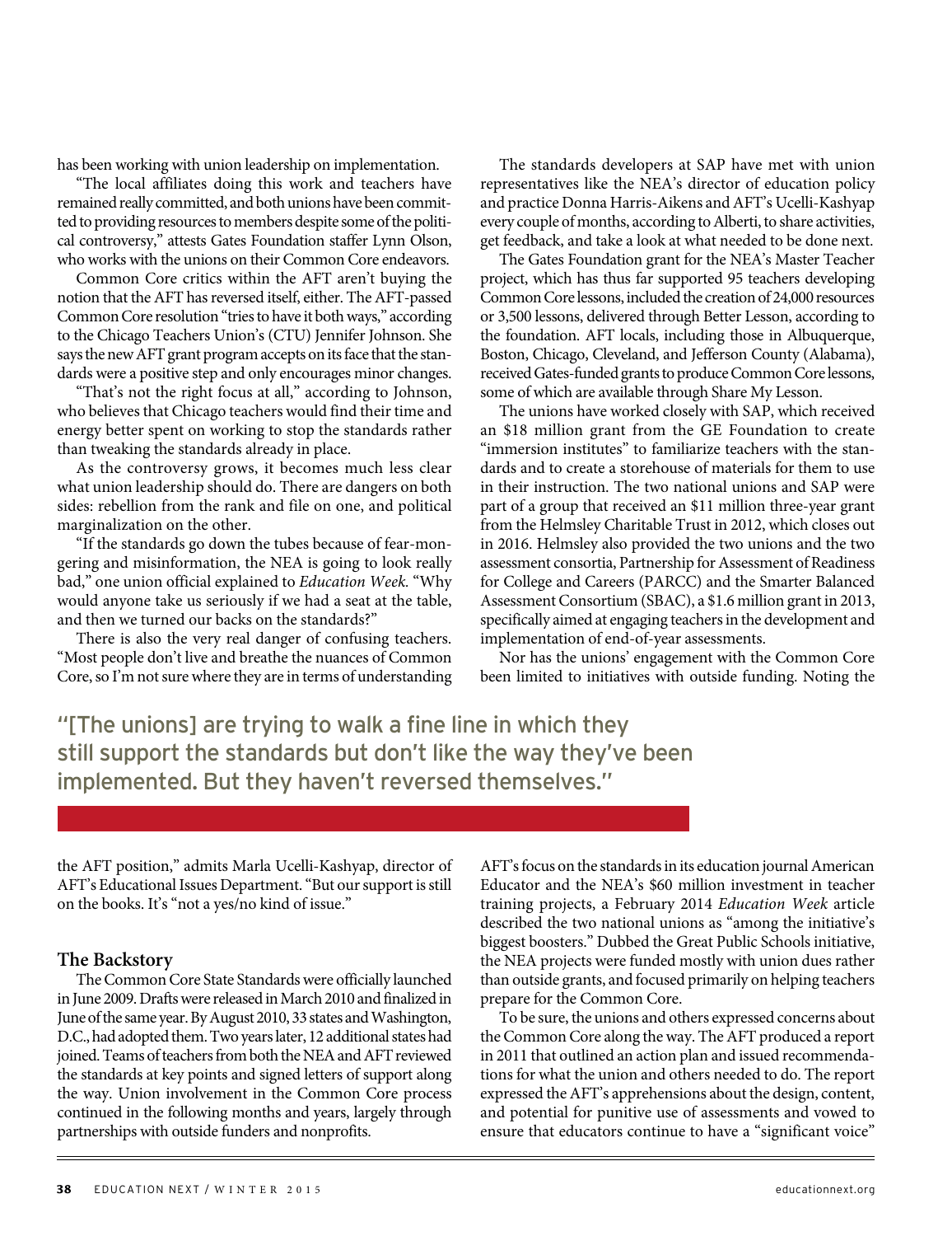has been working with union leadership on implementation.

"The local affiliates doing this work and teachers have remained really committed, and both unions have been committed to providing resources to members despite some of the political controversy," attests Gates Foundation staffer Lynn Olson, who works with the unions on their Common Core endeavors.

Common Core critics within the AFT aren't buying the notion that the AFT has reversed itself, either. The AFT-passed Common Core resolution "tries to have it both ways," according to the Chicago Teachers Union's (CTU) Jennifer Johnson. She says the new AFT grant program accepts on its face that the standards were a positive step and only encourages minor changes.

"That's not the right focus at all," according to Johnson, who believes that Chicago teachers would find their time and energy better spent on working to stop the standards rather than tweaking the standards already in place.

As the controversy grows, it becomes much less clear what union leadership should do. There are dangers on both sides: rebellion from the rank and file on one, and political marginalization on the other.

"If the standards go down the tubes because of fear-mongering and misinformation, the NEA is going to look really bad," one union official explained to *Education Week.* "Why would anyone take us seriously if we had a seat at the table, and then we turned our backs on the standards?"

There is also the very real danger of confusing teachers. "Most people don't live and breathe the nuances of Common Core, so I'm not sure where they are in terms of understanding the AFT position," admits Marla Ucelli-Kashyap, director of AFT's Educational Issues Department. "But our support is still on the books. It's "not a yes/no kind of issue."

> "[The unions] are trying to walk a fine line in which they still support the standards but don't like the way they've been implemented. But they haven't reversed themselves."

## The Backstory

The Common Core State Standards were officially launched in June 2009. Drafts were released in March 2010 and finalized in June of the same year. By August 2010, 33 states and Washington, D.C., had adopted them. Two years later, 12 additional states had joined. Teams of teachers from both the NEA and AFT reviewed the standards at key points and signed letters of support along the way. Union involvement in the Common Core process continued in the following months and years, largely through partnerships with outside funders and nonprofits.

The standards developers at SAP have met with union representatives like the NEA's director of education policy and practice Donna Harris-Aikens and AFT's Ucelli-Kashyap every couple of months, according to Alberti, to share activities, get feedback, and take a look at what needed to be done next.

The Gates Foundation grant for the NEA's Master Teacher project, which has thus far supported 95 teachers developing Common Core lessons, included the creation of 24,000 resources or 3,500 lessons, delivered through Better Lesson, according to the foundation. AFT locals, including those in Albuquerque, Boston, Chicago, Cleveland, and Jefferson County (Alabama), received Gates-funded grants to produce Common Core lessons, some of which are available through Share My Lesson.

The unions have worked closely with SAP, which received an $18 million grant from the GE Foundation to create "immersion institutes" to familiarize teachers with the standards and to create a storehouse of materials for them to use in their instruction. The two national unions and SAP were part of a group that received an $11 million three-year grant from the Helmsley Charitable Trust in 2012, which closes out in 2016. Helmsley also provided the two unions and the two assessment consortia, Partnership for Assessment of Readiness for College and Careers (PARCC) and the Smarter Balanced Assessment Consortium (SBAC), a $1.6 million grant in 2013, specifically aimed at engaging teachers in the development and implementation of end-of-year assessments.

Nor has the unions' engagement with the Common Core been limited to initiatives with outside funding. Noting the AFT's focus on the standards in its education journal American Educator and the NEA's $60 million investment in teacher training projects, a February 2014 *Education Week* article described the two national unions as "among the initiative's biggest boosters." Dubbed the Great Public Schools initiative, the NEA projects were funded mostly with union dues rather than outside grants, and focused primarily on helping teachers prepare for the Common Core.

To be sure, the unions and others expressed concerns about the Common Core along the way. The AFT produced a report in 2011 that outlined an action plan and issued recommendations for what the union and others needed to do. The report expressed the AFT's apprehensions about the design, content, and potential for punitive use of assessments and vowed to ensure that educators continue to have a "significant voice"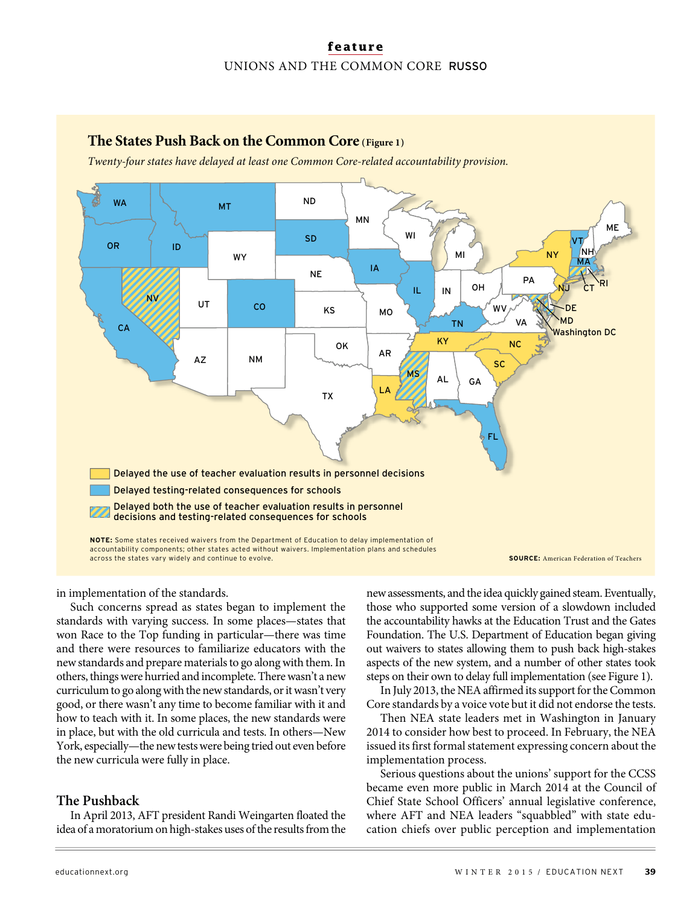### The States Push Back on the Common Core (Figure 1)

*Twenty-four states have delayed at least one Common Core-related accountability provision.*

Delayed the use of teacher evaluation results in personnel decisions

Delayed testing-related consequences for schools

Delayed both the use of teacher evaluation results in personnel decisions and testing-related consequences for schools

**NOTE:** Some states received waivers from the Department of Education to delay implementation of accountability components; other states acted without waivers. Implementation plans and schedules across the states vary widely and continue to evolve.

**SOURCE:** American Federation of Teachers

in implementation of the standards.

Such concerns spread as states began to implement the standards with varying success. In some places—states that won Race to the Top funding in particular—there was time and there were resources to familiarize educators with the new standards and prepare materials to go along with them. In others, things were hurried and incomplete. There wasn't a new curriculum to go along with the new standards, or it wasn't very good, or there wasn't any time to become familiar with it and how to teach with it. In some places, the new standards were in place, but with the old curricula and tests. In others—New York, especially—the new tests were being tried out even before the new curricula were fully in place.

## The Pushback

In April 2013, AFT president Randi Weingarten floated the idea of a moratorium on high-stakes uses of the results from the new assessments, and the idea quickly gained steam. Eventually, those who supported some version of a slowdown included the accountability hawks at the Education Trust and the Gates Foundation. The U.S. Department of Education began giving out waivers to states allowing them to push back high-stakes aspects of the new system, and a number of other states took steps on their own to delay full implementation (see Figure 1).

In July 2013, the NEA affirmed its support for the Common Core standards by a voice vote but it did not endorse the tests.

Then NEA state leaders met in Washington in January 2014 to consider how best to proceed. In February, the NEA issued its first formal statement expressing concern about the implementation process.

Serious questions about the unions' support for the CCSS became even more public in March 2014 at the Council of Chief State School Officers' annual legislative conference, where AFT and NEA leaders "squabbled" with state education chiefs over public perception and implementation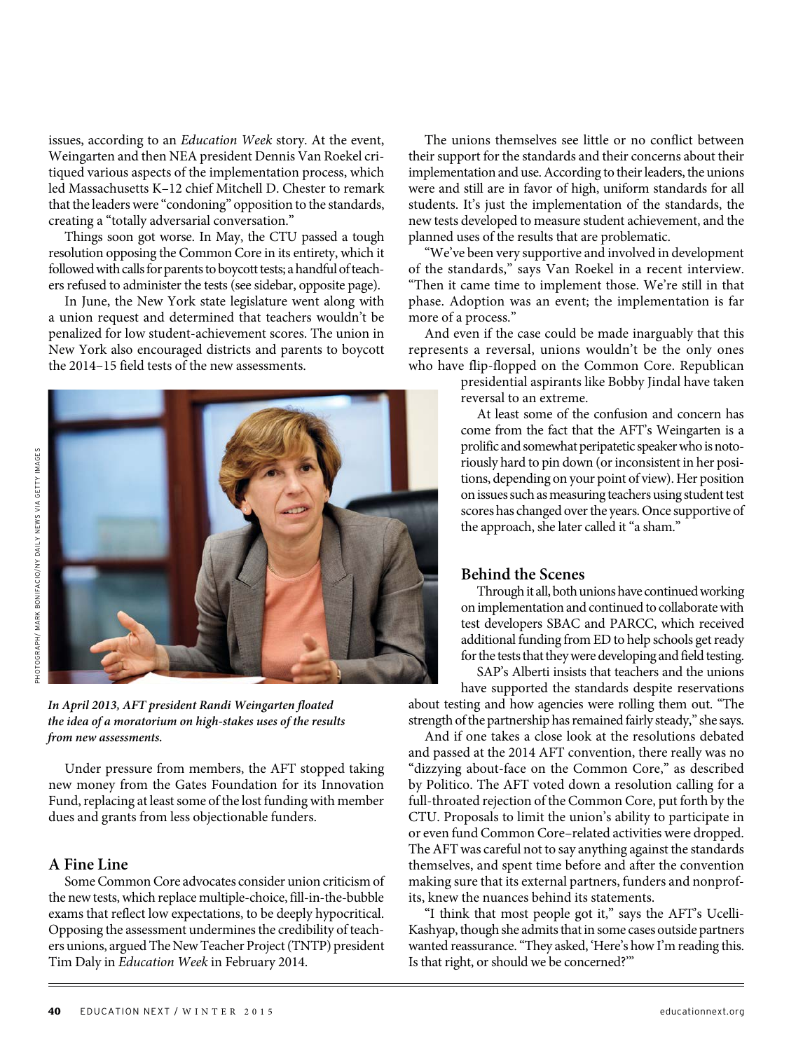issues, according to an *Education Week* story. At the event, Weingarten and then NEA president Dennis Van Roekel critiqued various aspects of the implementation process, which led Massachusetts K–12 chief Mitchell D. Chester to remark that the leaders were "condoning" opposition to the standards, creating a "totally adversarial conversation."

Things soon got worse. In May, the CTU passed a tough resolution opposing the Common Core in its entirety, which it followed with calls for parents to boycott tests; a handful of teachers refused to administer the tests (see sidebar, opposite page).

In June, the New York state legislature went along with a union request and determined that teachers wouldn't be penalized for low student-achievement scores. The union in New York also encouraged districts and parents to boycott the 2014–15 field tests of the new assessments.

*In April 2013, AFT president Randi Weingarten floated the idea of a moratorium on high-stakes uses of the results from new assessments.*

Under pressure from members, the AFT stopped taking new money from the Gates Foundation for its Innovation Fund, replacing at least some of the lost funding with member dues and grants from less objectionable funders.

## A Fine Line

Some Common Core advocates consider union criticism of the new tests, which replace multiple-choice, fill-in-the-bubble exams that reflect low expectations, to be deeply hypocritical. Opposing the assessment undermines the credibility of teachers unions, argued The New Teacher Project (TNTP) president Tim Daly in *Education Week* in February 2014.

The unions themselves see little or no conflict between their support for the standards and their concerns about their implementation and use. According to their leaders, the unions were and still are in favor of high, uniform standards for all students. It's just the implementation of the standards, the new tests developed to measure student achievement, and the planned uses of the results that are problematic.

"We've been very supportive and involved in development of the standards," says Van Roekel in a recent interview. "Then it came time to implement those. We're still in that phase. Adoption was an event; the implementation is far more of a process."

And even if the case could be made inarguably that this represents a reversal, unions wouldn't be the only ones who have flip-flopped on the Common Core. Republican presidential aspirants like Bobby Jindal have taken reversal to an extreme.

At least some of the confusion and concern has come from the fact that the AFT's Weingarten is a prolific and somewhat peripatetic speaker who is notoriously hard to pin down (or inconsistent in her positions, depending on your point of view). Her position on issues such as measuring teachers using student test scores has changed over the years. Once supportive of the approach, she later called it "a sham."

## Behind the Scenes

Through it all, both unions have continued working on implementation and continued to collaborate with test developers SBAC and PARCC, which received additional funding from ED to help schools get ready for the tests that they were developing and field testing.

SAP's Alberti insists that teachers and the unions have supported the standards despite reservations about testing and how agencies were rolling them out. "The strength of the partnership has remained fairly steady," she says.

And if one takes a close look at the resolutions debated and passed at the 2014 AFT convention, there really was no "dizzying about-face on the Common Core," as described by Politico. The AFT voted down a resolution calling for a full-throated rejection of the Common Core, put forth by the CTU. Proposals to limit the union's ability to participate in or even fund Common Core–related activities were dropped. The AFT was careful not to say anything against the standards themselves, and spent time before and after the convention making sure that its external partners, funders and nonprofits, knew the nuances behind its statements.

"I think that most people got it," says the AFT's Ucelli-Kashyap, though she admits that in some cases outside partners wanted reassurance. "They asked, 'Here's how I'm reading this. Is that right, or should we be concerned?'"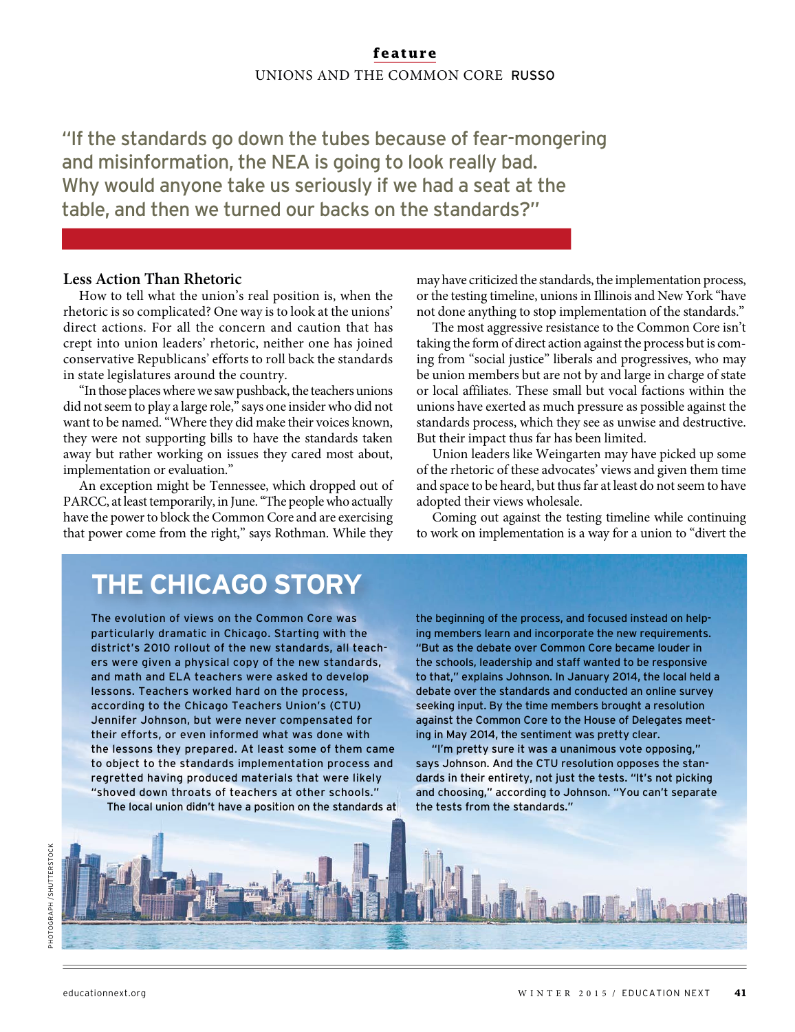"If the standards go down the tubes because of fear-mongering and misinformation, the NEA is going to look really bad. Why would anyone take us seriously if we had a seat at the table, and then we turned our backs on the standards?"

### Less Action Than Rhetoric

How to tell what the union's real position is, when the rhetoric is so complicated? One way is to look at the unions' direct actions. For all the concern and caution that has crept into union leaders' rhetoric, neither one has joined conservative Republicans' efforts to roll back the standards in state legislatures around the country.

"In those places where we saw pushback, the teachers unions did not seem to play a large role," says one insider who did not want to be named. "Where they did make their voices known, they were not supporting bills to have the standards taken away but rather working on issues they cared most about, implementation or evaluation."

An exception might be Tennessee, which dropped out of PARCC, at least temporarily, in June. "The people who actually have the power to block the Common Core and are exercising that power come from the right," says Rothman. While they may have criticized the standards, the implementation process, or the testing timeline, unions in Illinois and New York "have not done anything to stop implementation of the standards."

The most aggressive resistance to the Common Core isn't taking the form of direct action against the process but is coming from "social justice" liberals and progressives, who may be union members but are not by and large in charge of state or local affiliates. These small but vocal factions within the unions have exerted as much pressure as possible against the standards process, which they see as unwise and destructive. But their impact thus far has been limited.

Union leaders like Weingarten may have picked up some of the rhetoric of these advocates' views and given them time and space to be heard, but thus far at least do not seem to have adopted their views wholesale.

Coming out against the testing timeline while continuing to work on implementation is a way for a union to "divert the

## THE CHICAGO STORY

The evolution of views on the Common Core was particularly dramatic in Chicago. Starting with the district's 2010 rollout of the new standards, all teachers were given a physical copy of the new standards, and math and ELA teachers were asked to develop lessons. Teachers worked hard on the process, according to the Chicago Teachers Union's (CTU) Jennifer Johnson, but were never compensated for their efforts, or even informed what was done with the lessons they prepared. At least some of them came to object to the standards implementation process and regretted having produced materials that were likely "shoved down throats of teachers at other schools."

The local union didn't have a position on the standards at the beginning of the process, and focused instead on helping members learn and incorporate the new requirements. "But as the debate over Common Core became louder in the schools, leadership and staff wanted to be responsive to that," explains Johnson. In January 2014, the local held a debate over the standards and conducted an online survey seeking input. By the time members brought a resolution against the Common Core to the House of Delegates meeting in May 2014, the sentiment was pretty clear.

"I'm pretty sure it was a unanimous vote opposing," says Johnson. And the CTU resolution opposes the standards in their entirety, not just the tests. "It's not picking and choosing," according to Johnson. "You can't separate the tests from the standards."

PHOTOGRAPH / SHUTTERSTOCK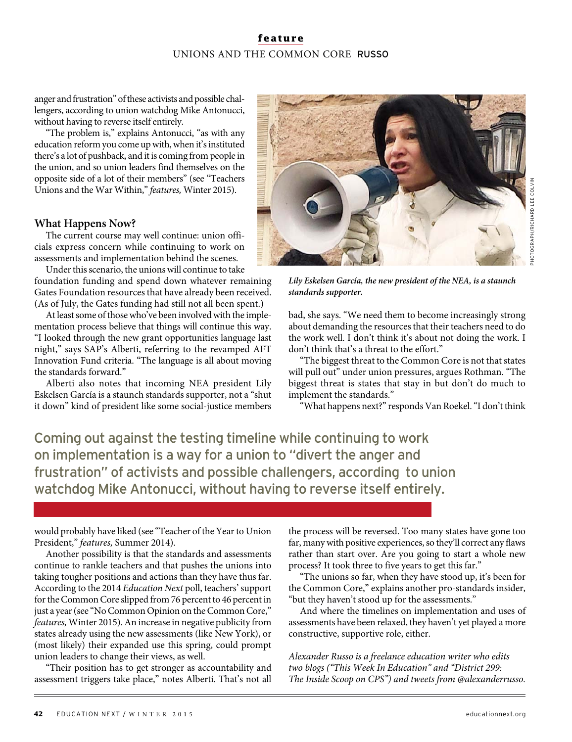anger and frustration" of these activists and possible challengers, according to union watchdog Mike Antonucci, without having to reverse itself entirely.

"The problem is," explains Antonucci, "as with any education reform you come up with, when it's instituted there's a lot of pushback, and it is coming from people in the union, and so union leaders find themselves on the opposite side of a lot of their members" (see "Teachers Unions and the War Within," *features,* Winter 2015).

### What Happens Now?

The current course may well continue: union officials express concern while continuing to work on assessments and implementation behind the scenes.

Under this scenario, the unions will continue to take foundation funding and spend down whatever remaining Gates Foundation resources that have already been received. (As of July, the Gates funding had still not all been spent.)

At least some of those who've been involved with the implementation process believe that things will continue this way. "I looked through the new grant opportunities language last night," says SAP's Alberti, referring to the revamped AFT Innovation Fund criteria. "The language is all about moving the standards forward."

Alberti also notes that incoming NEA president Lily Eskelsen García is a staunch standards supporter, not a "shut it down" kind of president like some social-justice members would probably have liked (see "Teacher of the Year to Union President," *features,* Summer 2014).

Another possibility is that the standards and assessments continue to rankle teachers and that pushes the unions into taking tougher positions and actions than they have thus far. According to the 2014 *Education Next* poll, teachers' support for the Common Core slipped from 76 percent to 46 percent in just a year (see "No Common Opinion on the Common Core," *features,* Winter 2015). An increase in negative publicity from states already using the new assessments (like New York), or (most likely) their expanded use this spring, could prompt union leaders to change their views, as well.

"Their position has to get stronger as accountability and assessment triggers take place," notes Alberti. That's not all bad, she says. "We need them to become increasingly strong about demanding the resources that their teachers need to do the work well. I don't think it's about not doing the work. I don't think that's a threat to the effort."

*Lily Eskelsen García, the new president of the NEA, is a staunch standards supporter.*

PHOTOGRAPH/RICHARD LEE COLVIN

"The biggest threat to the Common Core is not that states will pull out" under union pressures, argues Rothman. "The biggest threat is states that stay in but don't do much to implement the standards."

"What happens next?" responds Van Roekel. "I don't think the process will be reversed. Too many states have gone too far, many with positive experiences, so they'll correct any flaws rather than start over. Are you going to start a whole new process? It took three to five years to get this far."

"The unions so far, when they have stood up, it's been for the Common Core," explains another pro-standards insider, "but they haven't stood up for the assessments."

And where the timelines on implementation and uses of assessments have been relaxed, they haven't yet played a more constructive, supportive role, either.

> Coming out against the testing timeline while continuing to work on implementation is a way for a union to "divert the anger and frustration" of activists and possible challengers, according to union watchdog Mike Antonucci, without having to reverse itself entirely.

*Alexander Russo is a freelance education writer who edits two blogs ("This Week In Education" and "District 299: The Inside Scoop on CPS") and tweets from @alexanderrusso.*